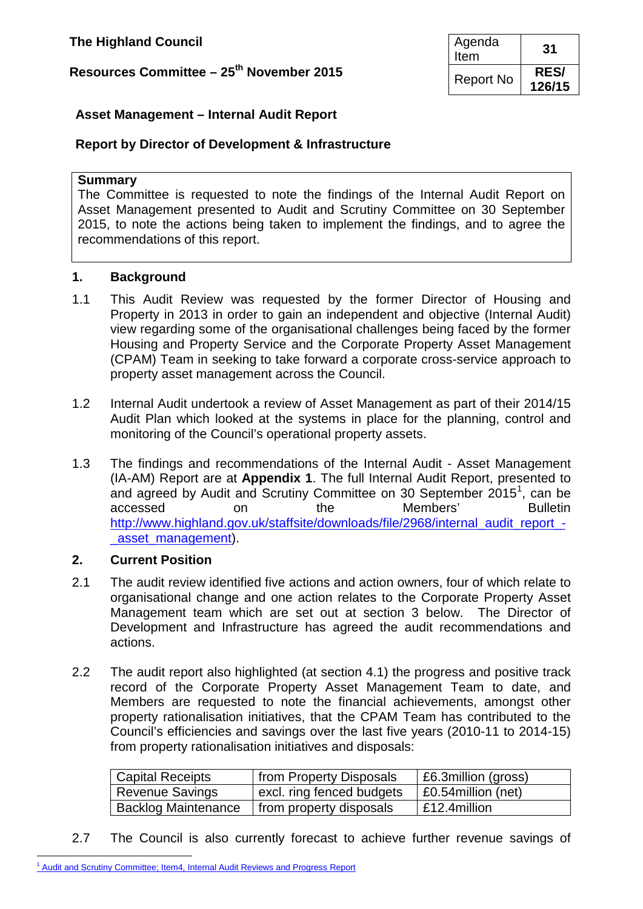**The Highland Council**

**Resources Committee – 25th November 2015**

| Agenda Item | **31** |
|---|---|
| Report No | **RES/ 126/15** |

## Asset Management – Internal Audit Report

### Report by Director of Development & Infrastructure

**Summary**

The Committee is requested to note the findings of the Internal Audit Report on Asset Management presented to Audit and Scrutiny Committee on 30 September 2015, to note the actions being taken to implement the findings, and to agree the recommendations of this report.

## 1. Background

1.1 This Audit Review was requested by the former Director of Housing and Property in 2013 in order to gain an independent and objective (Internal Audit) view regarding some of the organisational challenges being faced by the former Housing and Property Service and the Corporate Property Asset Management (CPAM) Team in seeking to take forward a corporate cross-service approach to property asset management across the Council.

1.2 Internal Audit undertook a review of Asset Management as part of their 2014/15 Audit Plan which looked at the systems in place for the planning, control and monitoring of the Council's operational property assets.

1.3 The findings and recommendations of the Internal Audit - Asset Management (IA-AM) Report are at **Appendix 1**. The full Internal Audit Report, presented to and agreed by Audit and Scrutiny Committee on 30 September 2015[1], can be accessed on the Members' Bulletin http://www.highland.gov.uk/staffsite/downloads/file/2968/internal_audit_report_-_asset_management).

## 2. Current Position

2.1 The audit review identified five actions and action owners, four of which relate to organisational change and one action relates to the Corporate Property Asset Management team which are set out at section 3 below. The Director of Development and Infrastructure has agreed the audit recommendations and actions.

2.2 The audit report also highlighted (at section 4.1) the progress and positive track record of the Corporate Property Asset Management Team to date, and Members are requested to note the financial achievements, amongst other property rationalisation initiatives, that the CPAM Team has contributed to the Council's efficiencies and savings over the last five years (2010-11 to 2014-15) from property rationalisation initiatives and disposals:

| Capital Receipts | from Property Disposals | £6.3million (gross) |
|---|---|---|
| Revenue Savings | excl. ring fenced budgets | £0.54million (net) |
| Backlog Maintenance | from property disposals | £12.4million |

2.7 The Council is also currently forecast to achieve further revenue savings of

[1] Audit and Scrutiny Committee; Item4, Internal Audit Reviews and Progress Report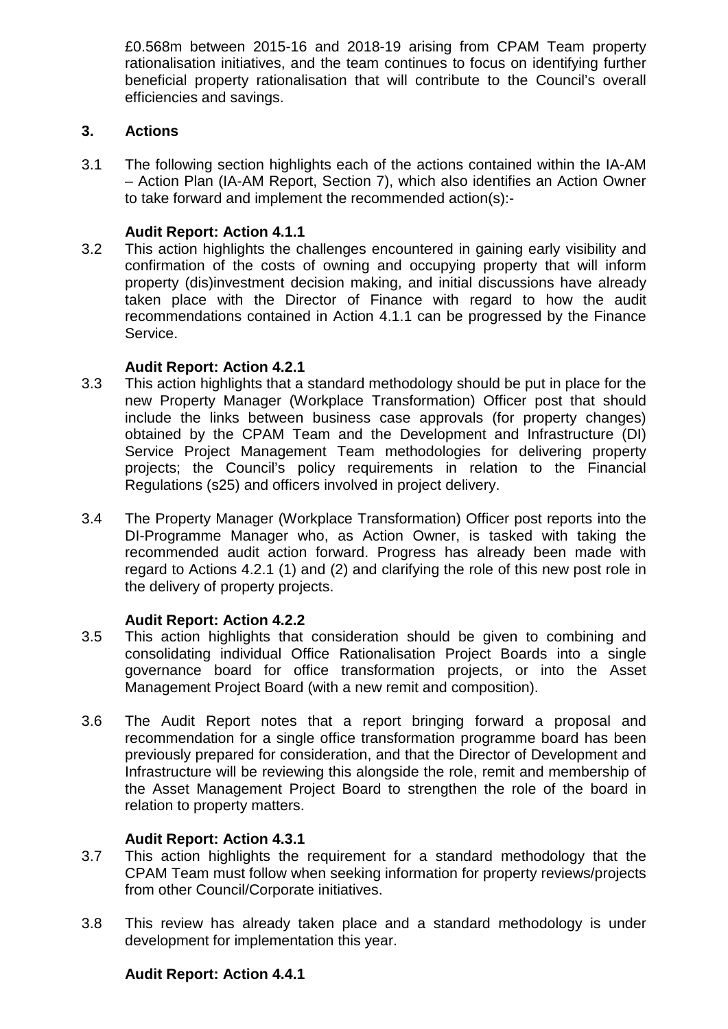£0.568m between 2015-16 and 2018-19 arising from CPAM Team property rationalisation initiatives, and the team continues to focus on identifying further beneficial property rationalisation that will contribute to the Council's overall efficiencies and savings.

## 3. Actions

3.1 The following section highlights each of the actions contained within the IA-AM – Action Plan (IA-AM Report, Section 7), which also identifies an Action Owner to take forward and implement the recommended action(s):-

**Audit Report: Action 4.1.1**

3.2 This action highlights the challenges encountered in gaining early visibility and confirmation of the costs of owning and occupying property that will inform property (dis)investment decision making, and initial discussions have already taken place with the Director of Finance with regard to how the audit recommendations contained in Action 4.1.1 can be progressed by the Finance Service.

**Audit Report: Action 4.2.1**

3.3 This action highlights that a standard methodology should be put in place for the new Property Manager (Workplace Transformation) Officer post that should include the links between business case approvals (for property changes) obtained by the CPAM Team and the Development and Infrastructure (DI) Service Project Management Team methodologies for delivering property projects; the Council's policy requirements in relation to the Financial Regulations (s25) and officers involved in project delivery.

3.4 The Property Manager (Workplace Transformation) Officer post reports into the DI-Programme Manager who, as Action Owner, is tasked with taking the recommended audit action forward. Progress has already been made with regard to Actions 4.2.1 (1) and (2) and clarifying the role of this new post role in the delivery of property projects.

**Audit Report: Action 4.2.2**

3.5 This action highlights that consideration should be given to combining and consolidating individual Office Rationalisation Project Boards into a single governance board for office transformation projects, or into the Asset Management Project Board (with a new remit and composition).

3.6 The Audit Report notes that a report bringing forward a proposal and recommendation for a single office transformation programme board has been previously prepared for consideration, and that the Director of Development and Infrastructure will be reviewing this alongside the role, remit and membership of the Asset Management Project Board to strengthen the role of the board in relation to property matters.

**Audit Report: Action 4.3.1**

3.7 This action highlights the requirement for a standard methodology that the CPAM Team must follow when seeking information for property reviews/projects from other Council/Corporate initiatives.

3.8 This review has already taken place and a standard methodology is under development for implementation this year.

**Audit Report: Action 4.4.1**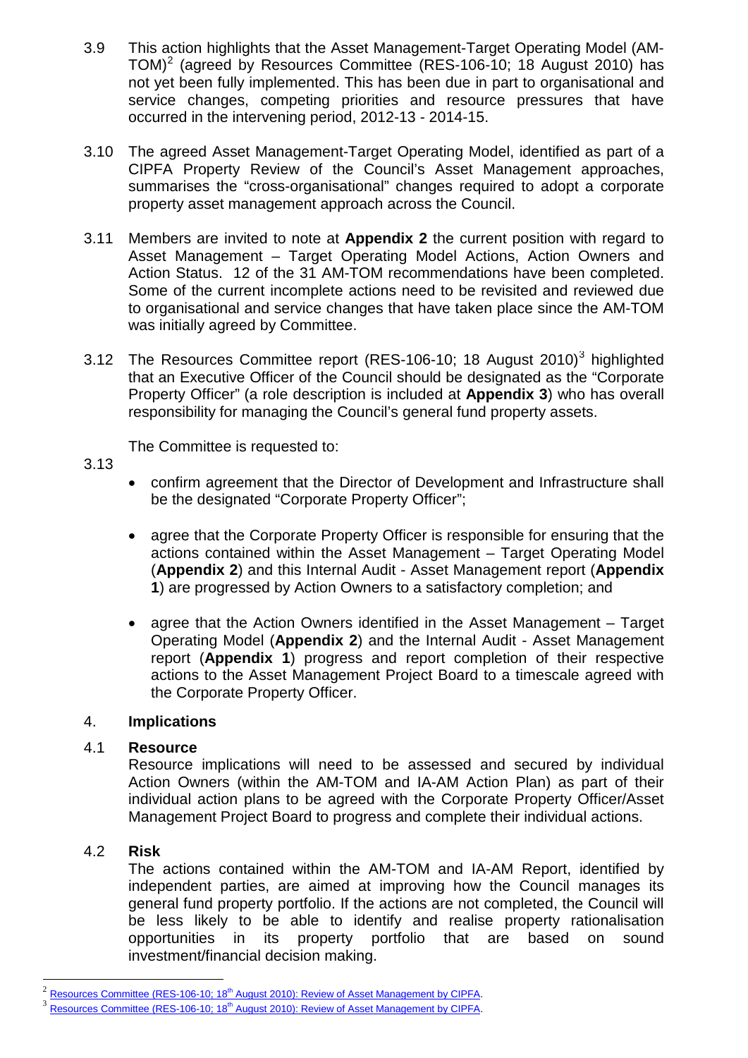3.9 This action highlights that the Asset Management-Target Operating Model (AM-TOM)[2] (agreed by Resources Committee (RES-106-10; 18 August 2010) has not yet been fully implemented. This has been due in part to organisational and service changes, competing priorities and resource pressures that have occurred in the intervening period, 2012-13 - 2014-15.

3.10 The agreed Asset Management-Target Operating Model, identified as part of a CIPFA Property Review of the Council's Asset Management approaches, summarises the "cross-organisational" changes required to adopt a corporate property asset management approach across the Council.

3.11 Members are invited to note at **Appendix 2** the current position with regard to Asset Management – Target Operating Model Actions, Action Owners and Action Status. 12 of the 31 AM-TOM recommendations have been completed. Some of the current incomplete actions need to be revisited and reviewed due to organisational and service changes that have taken place since the AM-TOM was initially agreed by Committee.

3.12 The Resources Committee report (RES-106-10; 18 August 2010)[3] highlighted that an Executive Officer of the Council should be designated as the "Corporate Property Officer" (a role description is included at **Appendix 3**) who has overall responsibility for managing the Council's general fund property assets.

3.13 The Committee is requested to:

- confirm agreement that the Director of Development and Infrastructure shall be the designated "Corporate Property Officer";
- agree that the Corporate Property Officer is responsible for ensuring that the actions contained within the Asset Management – Target Operating Model (**Appendix 2**) and this Internal Audit - Asset Management report (**Appendix 1**) are progressed by Action Owners to a satisfactory completion; and
- agree that the Action Owners identified in the Asset Management – Target Operating Model (**Appendix 2**) and the Internal Audit - Asset Management report (**Appendix 1**) progress and report completion of their respective actions to the Asset Management Project Board to a timescale agreed with the Corporate Property Officer.

## 4. **Implications**

### 4.1 **Resource**

Resource implications will need to be assessed and secured by individual Action Owners (within the AM-TOM and IA-AM Action Plan) as part of their individual action plans to be agreed with the Corporate Property Officer/Asset Management Project Board to progress and complete their individual actions.

### 4.2 **Risk**

The actions contained within the AM-TOM and IA-AM Report, identified by independent parties, are aimed at improving how the Council manages its general fund property portfolio. If the actions are not completed, the Council will be less likely to be able to identify and realise property rationalisation opportunities in its property portfolio that are based on sound investment/financial decision making.

---

[2] Resources Committee (RES-106-10; 18th August 2010): Review of Asset Management by CIPFA.

[3] Resources Committee (RES-106-10; 18th August 2010): Review of Asset Management by CIPFA.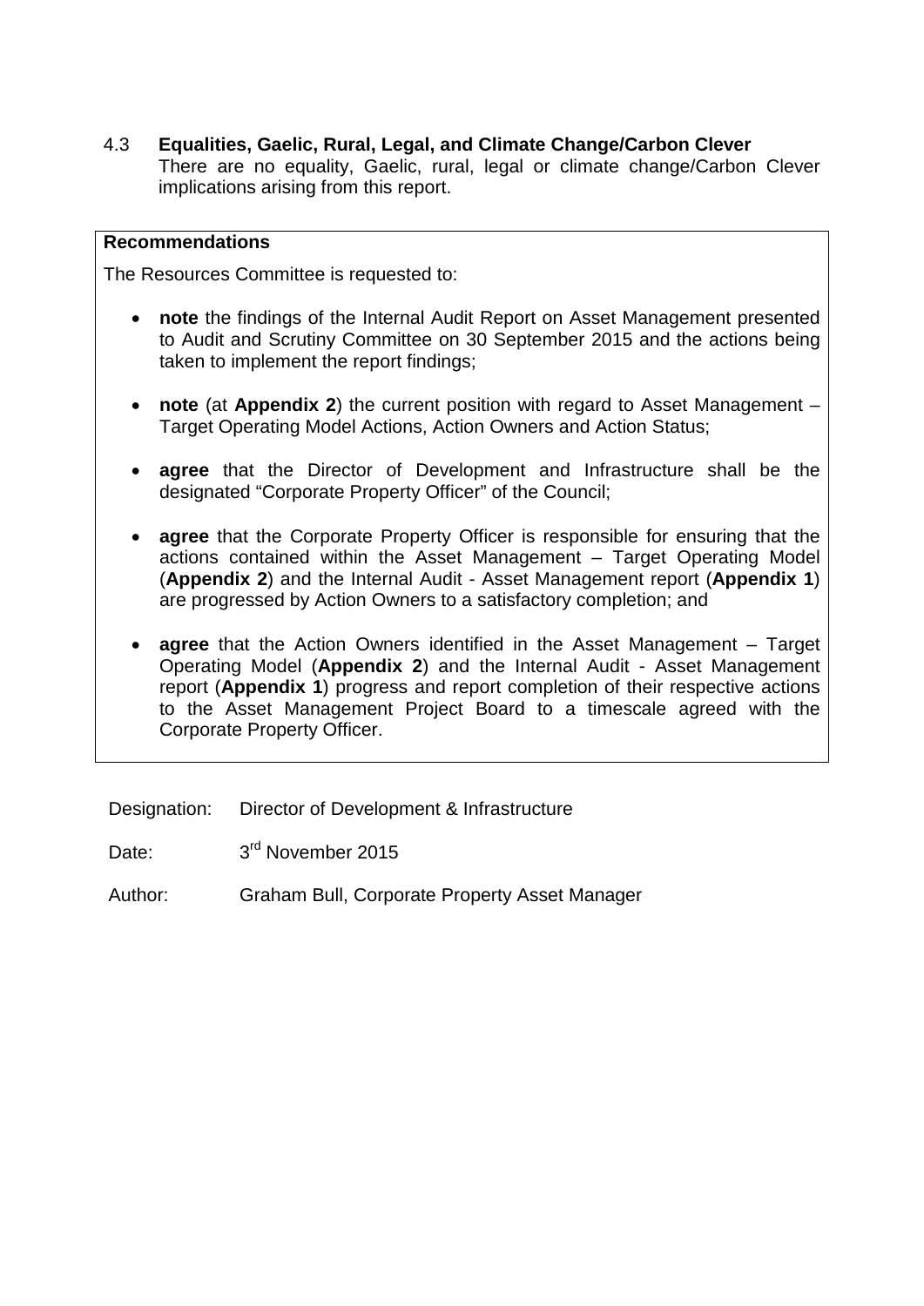4.3 **Equalities, Gaelic, Rural, Legal, and Climate Change/Carbon Clever**
There are no equality, Gaelic, rural, legal or climate change/Carbon Clever implications arising from this report.

**Recommendations**

The Resources Committee is requested to:

- **note** the findings of the Internal Audit Report on Asset Management presented to Audit and Scrutiny Committee on 30 September 2015 and the actions being taken to implement the report findings;
- **note** (at **Appendix 2**) the current position with regard to Asset Management – Target Operating Model Actions, Action Owners and Action Status;
- **agree** that the Director of Development and Infrastructure shall be the designated "Corporate Property Officer" of the Council;
- **agree** that the Corporate Property Officer is responsible for ensuring that the actions contained within the Asset Management – Target Operating Model (**Appendix 2**) and the Internal Audit - Asset Management report (**Appendix 1**) are progressed by Action Owners to a satisfactory completion; and
- **agree** that the Action Owners identified in the Asset Management – Target Operating Model (**Appendix 2**) and the Internal Audit - Asset Management report (**Appendix 1**) progress and report completion of their respective actions to the Asset Management Project Board to a timescale agreed with the Corporate Property Officer.

Designation: Director of Development & Infrastructure

Date: 3rd November 2015

Author: Graham Bull, Corporate Property Asset Manager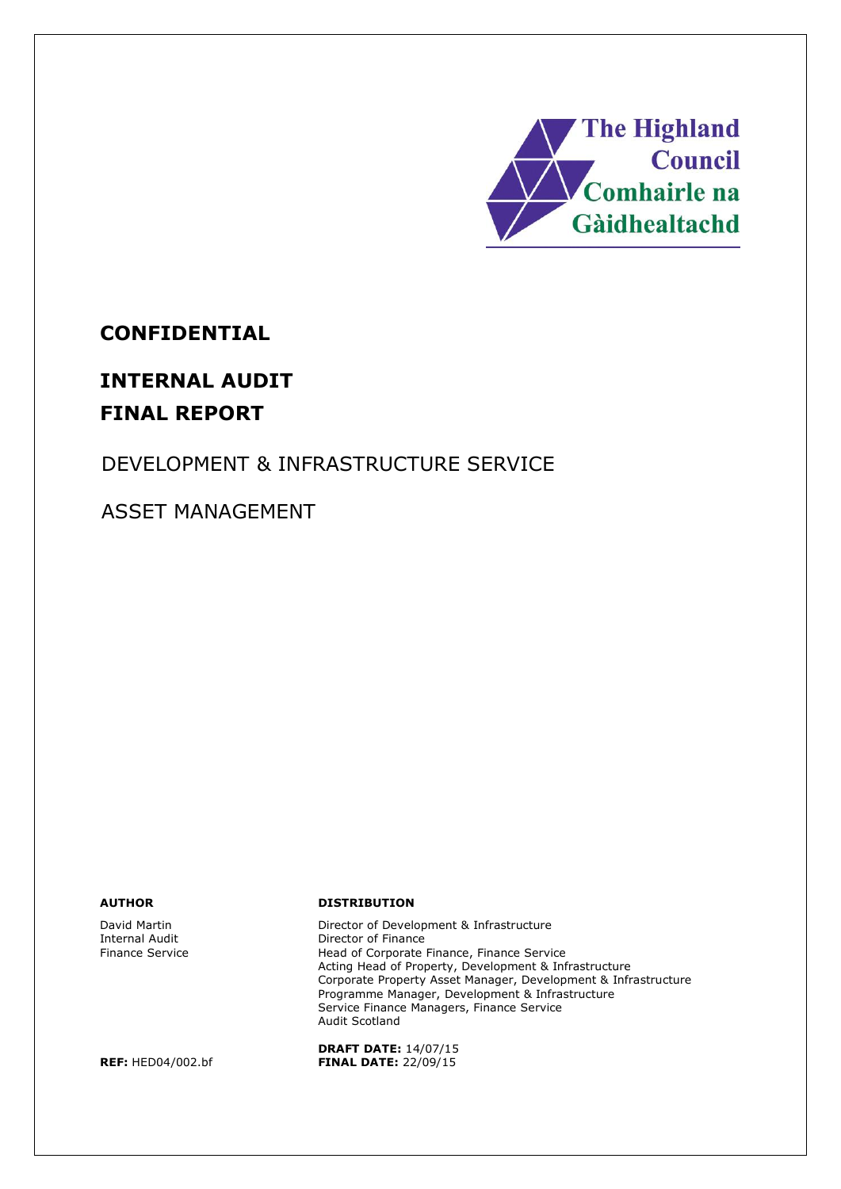The Highland Council
Comhairle na Gàidhealtachd

**CONFIDENTIAL**

# INTERNAL AUDIT FINAL REPORT

## DEVELOPMENT & INFRASTRUCTURE SERVICE

## ASSET MANAGEMENT

| **AUTHOR** | **DISTRIBUTION** |
|---|---|
| David Martin<br>Internal Audit<br>Finance Service | Director of Development & Infrastructure<br>Director of Finance<br>Head of Corporate Finance, Finance Service<br>Acting Head of Property, Development & Infrastructure<br>Corporate Property Asset Manager, Development & Infrastructure<br>Programme Manager, Development & Infrastructure<br>Service Finance Managers, Finance Service<br>Audit Scotland |
| **REF:** HED04/002.bf | **DRAFT DATE:** 14/07/15<br>**FINAL DATE:** 22/09/15 |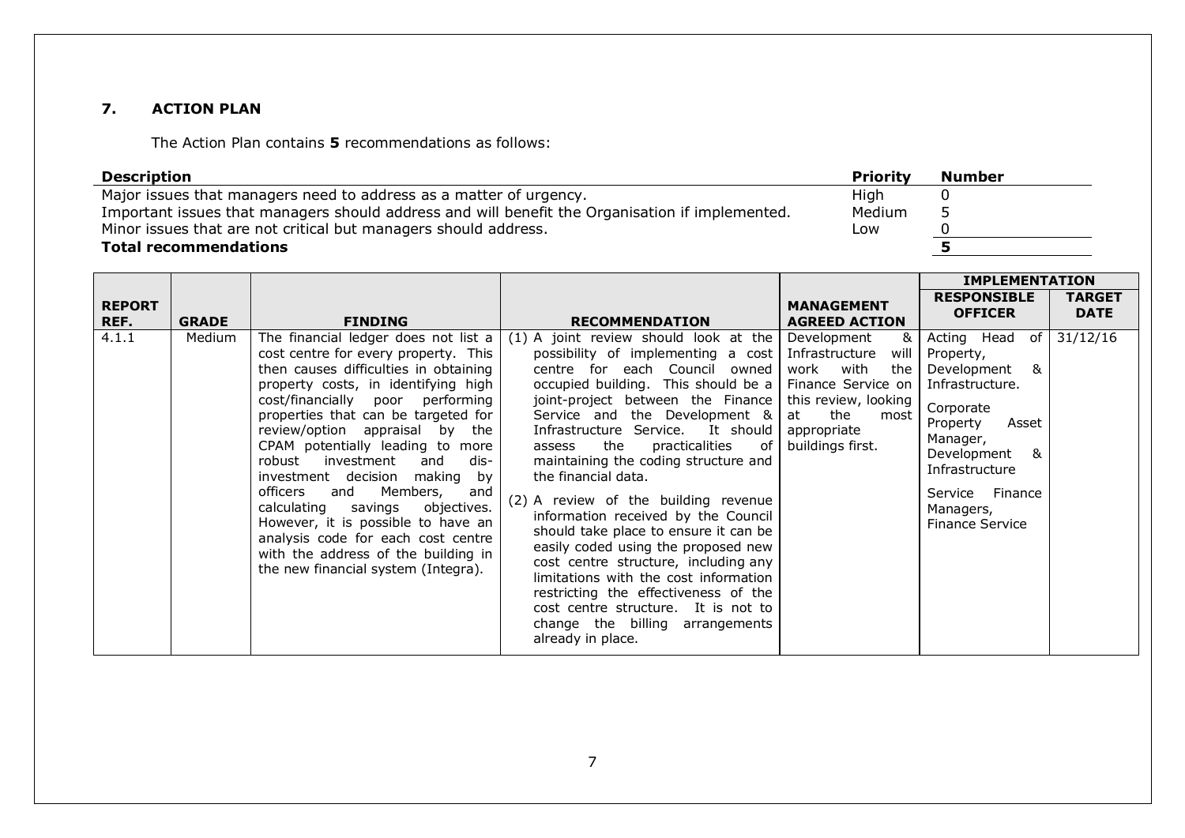## 7. ACTION PLAN

The Action Plan contains **5** recommendations as follows:

| Description | Priority | Number |
|---|---|---|
| Major issues that managers need to address as a matter of urgency. | High | 0 |
| Important issues that managers should address and will benefit the Organisation if implemented. | Medium | 5 |
| Minor issues that are not critical but managers should address. | Low | 0 |
| **Total recommendations** | | **5** |

| REPORT REF. | GRADE | FINDING | RECOMMENDATION | MANAGEMENT AGREED ACTION | IMPLEMENTATION | |
|---|---|---|---|---|---|---|
| | | | | | **RESPONSIBLE OFFICER** | **TARGET DATE** |
| 4.1.1 | Medium | The financial ledger does not list a cost centre for every property. This then causes difficulties in obtaining property costs, in identifying high cost/financially poor performing properties that can be targeted for review/option appraisal by the CPAM potentially leading to more robust investment and dis-investment decision making by officers and Members, and calculating savings objectives. However, it is possible to have an analysis code for each cost centre with the address of the building in the new financial system (Integra). | (1) A joint review should look at the possibility of implementing a cost centre for each Council owned occupied building. This should be a joint-project between the Finance Service and the Development & Infrastructure Service. It should assess the practicalities of maintaining the coding structure and the financial data.<br><br>(2) A review of the building revenue information received by the Council should take place to ensure it can be easily coded using the proposed new cost centre structure, including any limitations with the cost information restricting the effectiveness of the cost centre structure. It is not to change the billing arrangements already in place. | Development & Infrastructure will work with the Finance Service on this review, looking at the most appropriate buildings first. | Acting Head of Property, Development & Infrastructure.<br><br>Corporate Property Asset Manager, Development & Infrastructure<br><br>Service Finance Managers, Finance Service | 31/12/16 |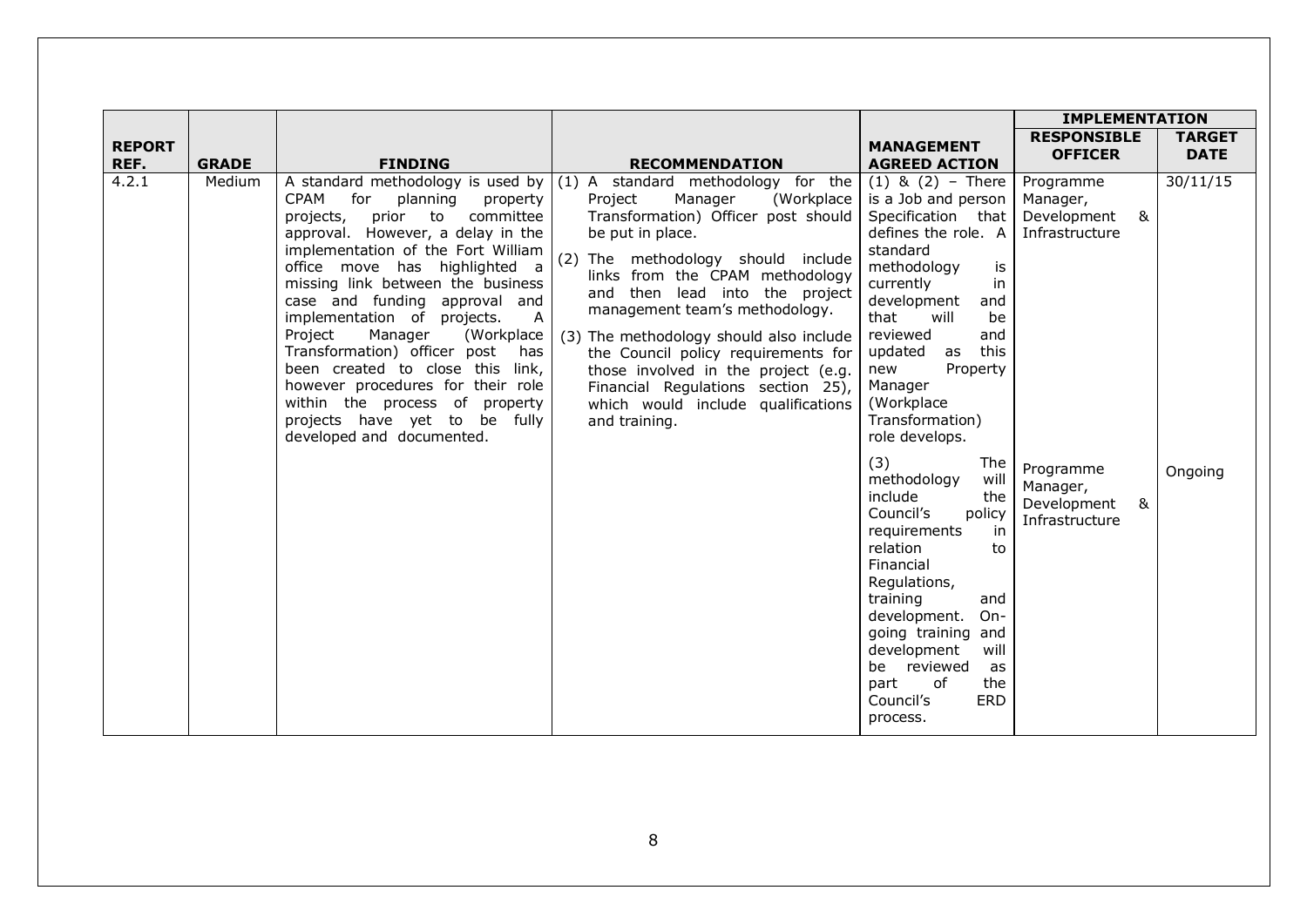| REPORT REF. | GRADE | FINDING | RECOMMENDATION | MANAGEMENT AGREED ACTION | IMPLEMENTATION | |
|---|---|---|---|---|---|---|
| | | | | | RESPONSIBLE OFFICER | TARGET DATE |
| 4.2.1 | Medium | A standard methodology is used by CPAM for planning property projects, prior to committee approval. However, a delay in the implementation of the Fort William office move has highlighted a missing link between the business case and funding approval and implementation of projects. A Project Manager (Workplace Transformation) officer post has been created to close this link, however procedures for their role within the process of property projects have yet to be fully developed and documented. | (1) A standard methodology for the Project Manager (Workplace Transformation) Officer post should be put in place.<br>(2) The methodology should include links from the CPAM methodology and then lead into the project management team's methodology.<br>(3) The methodology should also include the Council policy requirements for those involved in the project (e.g. Financial Regulations section 25), which would include qualifications and training. | (1) & (2) – There is a Job and person Specification that defines the role. A standard methodology is currently in development and that will be reviewed and updated as this new Property Manager (Workplace Transformation) role develops. | Programme Manager, Development & Infrastructure | 30/11/15 |
| | | | | (3) The methodology will include the Council's policy requirements in relation to Financial Regulations, training and development. On-going training and development will be reviewed as part of the Council's ERD process. | Programme Manager, Development & Infrastructure | Ongoing |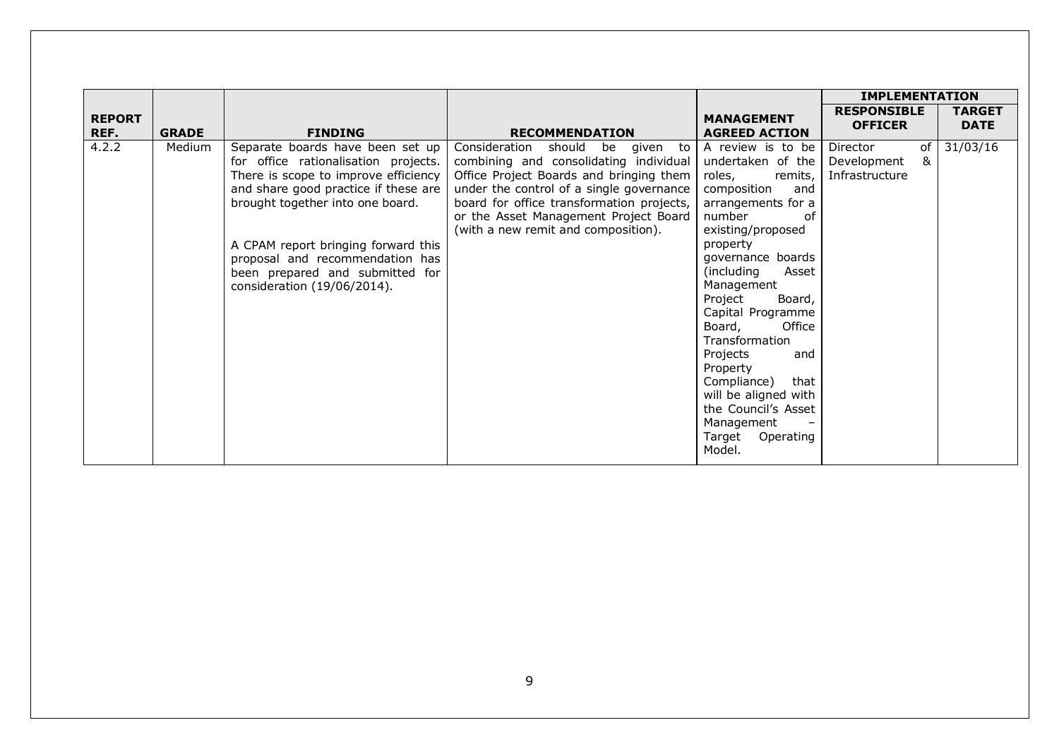| REPORT REF. | GRADE | FINDING | RECOMMENDATION | MANAGEMENT AGREED ACTION | IMPLEMENTATION | |
|---|---|---|---|---|---|---|
| | | | | | RESPONSIBLE OFFICER | TARGET DATE |
| 4.2.2 | Medium | Separate boards have been set up for office rationalisation projects. There is scope to improve efficiency and share good practice if these are brought together into one board.<br><br>A CPAM report bringing forward this proposal and recommendation has been prepared and submitted for consideration (19/06/2014). | Consideration should be given to combining and consolidating individual Office Project Boards and bringing them under the control of a single governance board for office transformation projects, or the Asset Management Project Board (with a new remit and composition). | A review is to be undertaken of the roles, remits, composition and arrangements for a number of existing/proposed property governance boards (including Asset Management Project Board, Capital Programme Board, Office Transformation Projects and Property Compliance) that will be aligned with the Council's Asset Management – Target Operating Model. | Director of Development & Infrastructure | 31/03/16 |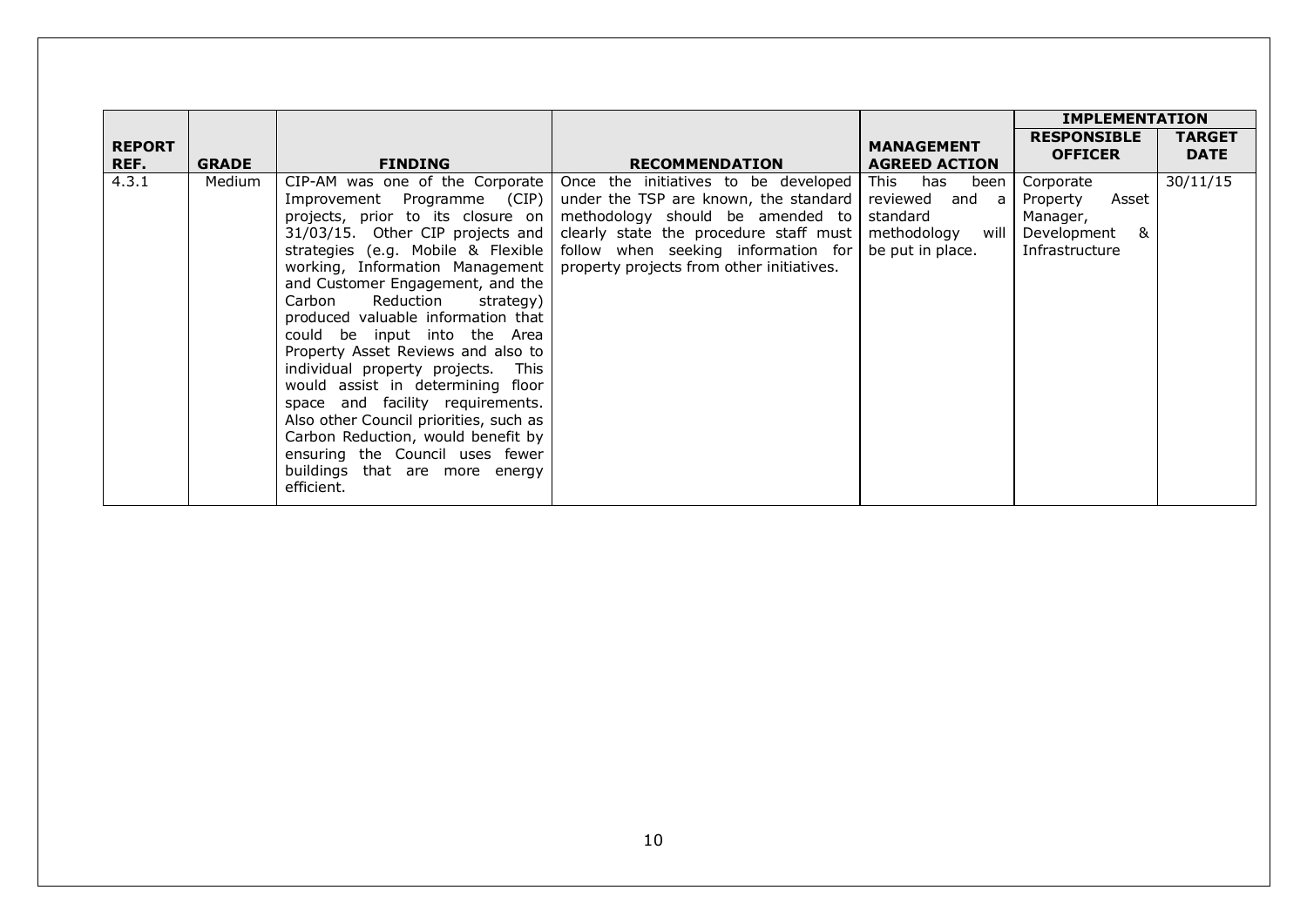| REPORT REF. | GRADE | FINDING | RECOMMENDATION | MANAGEMENT AGREED ACTION | IMPLEMENTATION | |
|---|---|---|---|---|---|---|
| | | | | | RESPONSIBLE OFFICER | TARGET DATE |
| 4.3.1 | Medium | CIP-AM was one of the Corporate Improvement Programme (CIP) projects, prior to its closure on 31/03/15. Other CIP projects and strategies (e.g. Mobile & Flexible working, Information Management and Customer Engagement, and the Carbon Reduction strategy) produced valuable information that could be input into the Area Property Asset Reviews and also to individual property projects. This would assist in determining floor space and facility requirements. Also other Council priorities, such as Carbon Reduction, would benefit by ensuring the Council uses fewer buildings that are more energy efficient. | Once the initiatives to be developed under the TSP are known, the standard methodology should be amended to clearly state the procedure staff must follow when seeking information for property projects from other initiatives. | This has been reviewed and a standard methodology will be put in place. | Corporate Property Asset Manager, Development & Infrastructure | 30/11/15 |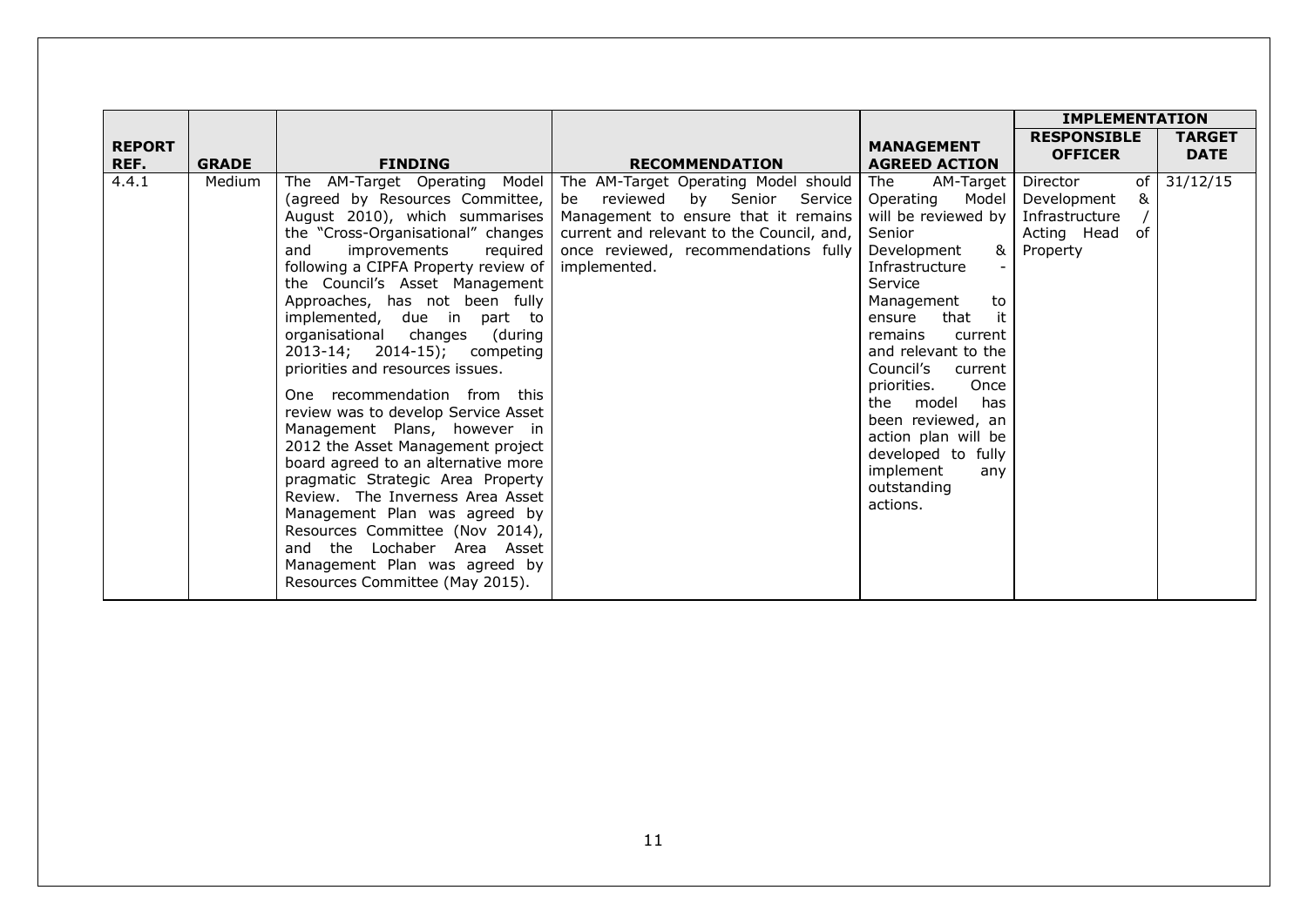| REPORT REF. | GRADE | FINDING | RECOMMENDATION | MANAGEMENT AGREED ACTION | IMPLEMENTATION | |
|---|---|---|---|---|---|---|
| | | | | | RESPONSIBLE OFFICER | TARGET DATE |
| 4.4.1 | Medium | The AM-Target Operating Model (agreed by Resources Committee, August 2010), which summarises the "Cross-Organisational" changes and improvements required following a CIPFA Property review of the Council's Asset Management Approaches, has not been fully implemented, due in part to organisational changes (during 2013-14; 2014-15); competing priorities and resources issues.<br><br>One recommendation from this review was to develop Service Asset Management Plans, however in 2012 the Asset Management project board agreed to an alternative more pragmatic Strategic Area Property Review. The Inverness Area Asset Management Plan was agreed by Resources Committee (Nov 2014), and the Lochaber Area Asset Management Plan was agreed by Resources Committee (May 2015). | The AM-Target Operating Model should be reviewed by Senior Service Management to ensure that it remains current and relevant to the Council, and, once reviewed, recommendations fully implemented. | The AM-Target Operating Model will be reviewed by Senior Development & Infrastructure - Service Management to ensure that it remains current and relevant to the Council's current priorities. Once the model has been reviewed, an action plan will be developed to fully implement any outstanding actions. | Director of Development & Infrastructure / Acting Head of Property | 31/12/15 |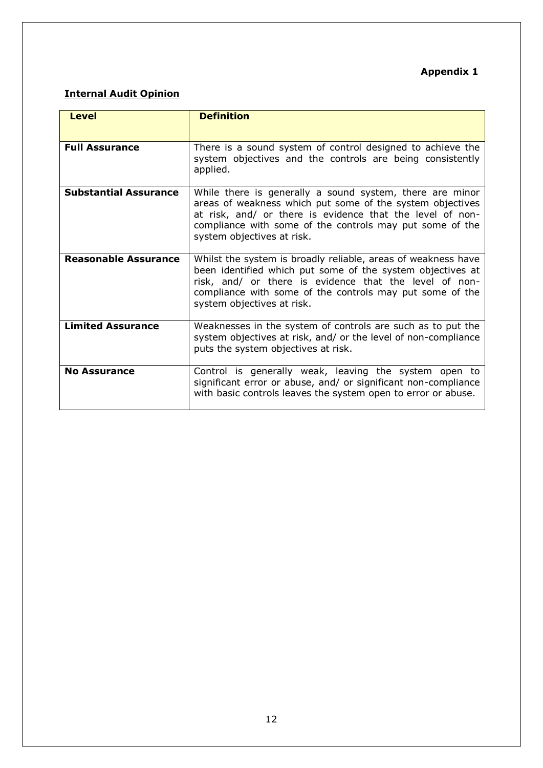**Appendix 1**

**Internal Audit Opinion**

| Level | Definition |
|---|---|
| **Full Assurance** | There is a sound system of control designed to achieve the system objectives and the controls are being consistently applied. |
| **Substantial Assurance** | While there is generally a sound system, there are minor areas of weakness which put some of the system objectives at risk, and/ or there is evidence that the level of non-compliance with some of the controls may put some of the system objectives at risk. |
| **Reasonable Assurance** | Whilst the system is broadly reliable, areas of weakness have been identified which put some of the system objectives at risk, and/ or there is evidence that the level of non-compliance with some of the controls may put some of the system objectives at risk. |
| **Limited Assurance** | Weaknesses in the system of controls are such as to put the system objectives at risk, and/ or the level of non-compliance puts the system objectives at risk. |
| **No Assurance** | Control is generally weak, leaving the system open to significant error or abuse, and/ or significant non-compliance with basic controls leaves the system open to error or abuse. |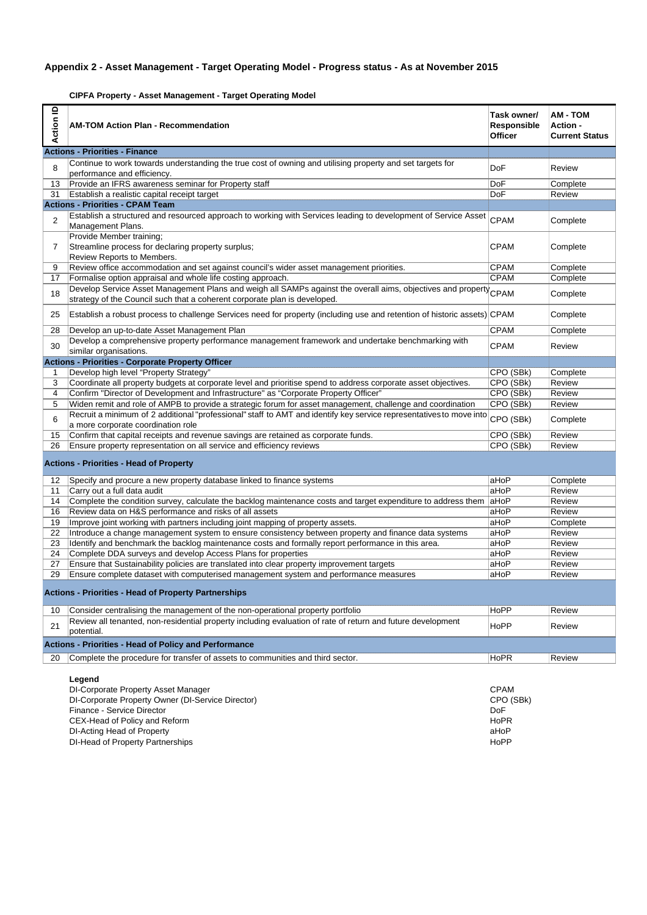## Appendix 2 - Asset Management - Target Operating Model - Progress status - As at November 2015

**CIPFA Property - Asset Management - Target Operating Model**

| Action ID | AM-TOM Action Plan - Recommendation | Task owner/ Responsible Officer | AM - TOM Action - Current Status |
|---|---|---|---|
| **Actions - Priorities - Finance** | | | |
| 8 | Continue to work towards understanding the true cost of owning and utilising property and set targets for performance and efficiency. | DoF | Review |
| 13 | Provide an IFRS awareness seminar for Property staff | DoF | Complete |
| 31 | Establish a realistic capital receipt target | DoF | Review |
| **Actions - Priorities - CPAM Team** | | | |
| 2 | Establish a structured and resourced approach to working with Services leading to development of Service Asset Management Plans. | CPAM | Complete |
| 7 | Provide Member training; Streamline process for declaring property surplus; Review Reports to Members. | CPAM | Complete |
| 9 | Review office accommodation and set against council's wider asset management priorities. | CPAM | Complete |
| 17 | Formalise option appraisal and whole life costing approach. | CPAM | Complete |
| 18 | Develop Service Asset Management Plans and weigh all SAMPs against the overall aims, objectives and property strategy of the Council such that a coherent corporate plan is developed. | CPAM | Complete |
| 25 | Establish a robust process to challenge Services need for property (including use and retention of historic assets) | CPAM | Complete |
| 28 | Develop an up-to-date Asset Management Plan | CPAM | Complete |
| 30 | Develop a comprehensive property performance management framework and undertake benchmarking with similar organisations. | CPAM | Review |
| **Actions - Priorities - Corporate Property Officer** | | | |
| 1 | Develop high level "Property Strategy" | CPO (SBk) | Complete |
| 3 | Coordinate all property budgets at corporate level and prioritise spend to address corporate asset objectives. | CPO (SBk) | Review |
| 4 | Confirm "Director of Development and Infrastructure" as "Corporate Property Officer" | CPO (SBk) | Review |
| 5 | Widen remit and role of AMPB to provide a strategic forum for asset management, challenge and coordination | CPO (SBk) | Review |
| 6 | Recruit a minimum of 2 additional "professional" staff to AMT and identify key service representatives to move into a more corporate coordination role | CPO (SBk) | Complete |
| 15 | Confirm that capital receipts and revenue savings are retained as corporate funds. | CPO (SBk) | Review |
| 26 | Ensure property representation on all service and efficiency reviews | CPO (SBk) | Review |
| **Actions - Priorities - Head of Property** | | | |
| 12 | Specify and procure a new property database linked to finance systems | aHoP | Complete |
| 11 | Carry out a full data audit | aHoP | Review |
| 14 | Complete the condition survey, calculate the backlog maintenance costs and target expenditure to address them | aHoP | Review |
| 16 | Review data on H&S performance and risks of all assets | aHoP | Review |
| 19 | Improve joint working with partners including joint mapping of property assets. | aHoP | Complete |
| 22 | Introduce a change management system to ensure consistency between property and finance data systems | aHoP | Review |
| 23 | Identify and benchmark the backlog maintenance costs and formally report performance in this area. | aHoP | Review |
| 24 | Complete DDA surveys and develop Access Plans for properties | aHoP | Review |
| 27 | Ensure that Sustainability policies are translated into clear property improvement targets | aHoP | Review |
| 29 | Ensure complete dataset with computerised management system and performance measures | aHoP | Review |
| **Actions - Priorities - Head of Property Partnerships** | | | |
| 10 | Consider centralising the management of the non-operational property portfolio | HoPP | Review |
| 21 | Review all tenanted, non-residential property including evaluation of rate of return and future development potential. | HoPP | Review |
| **Actions - Priorities - Head of Policy and Performance** | | | |
| 20 | Complete the procedure for transfer of assets to communities and third sector. | HoPR | Review |

**Legend**

| | |
|---|---|
| DI-Corporate Property Asset Manager | CPAM |
| DI-Corporate Property Owner (DI-Service Director) | CPO (SBk) |
| Finance - Service Director | DoF |
| CEX-Head of Policy and Reform | HoPR |
| DI-Acting Head of Property | aHoP |
| DI-Head of Property Partnerships | HoPP |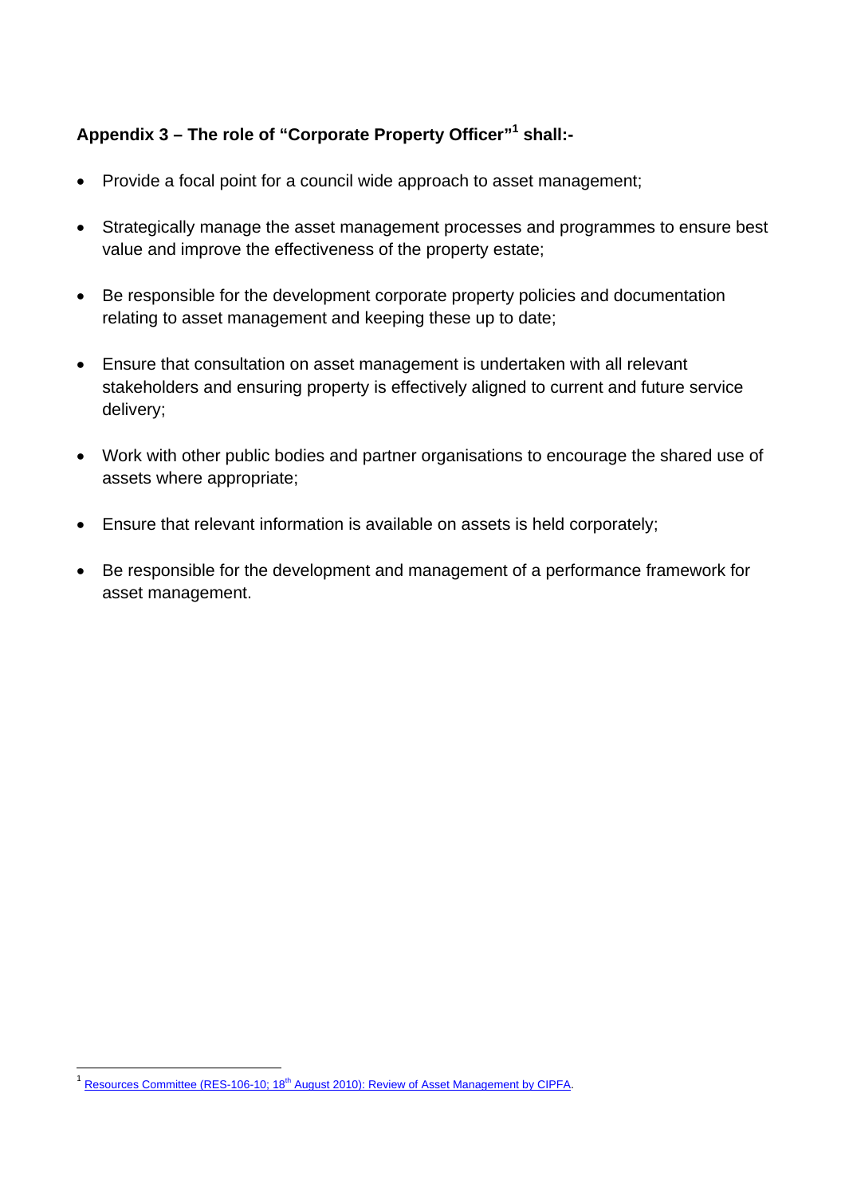**Appendix 3 – The role of "Corporate Property Officer"[1] shall:-**

- Provide a focal point for a council wide approach to asset management;
- Strategically manage the asset management processes and programmes to ensure best value and improve the effectiveness of the property estate;
- Be responsible for the development corporate property policies and documentation relating to asset management and keeping these up to date;
- Ensure that consultation on asset management is undertaken with all relevant stakeholders and ensuring property is effectively aligned to current and future service delivery;
- Work with other public bodies and partner organisations to encourage the shared use of assets where appropriate;
- Ensure that relevant information is available on assets is held corporately;
- Be responsible for the development and management of a performance framework for asset management.

---

[1] Resources Committee (RES-106-10; 18th August 2010): Review of Asset Management by CIPFA.